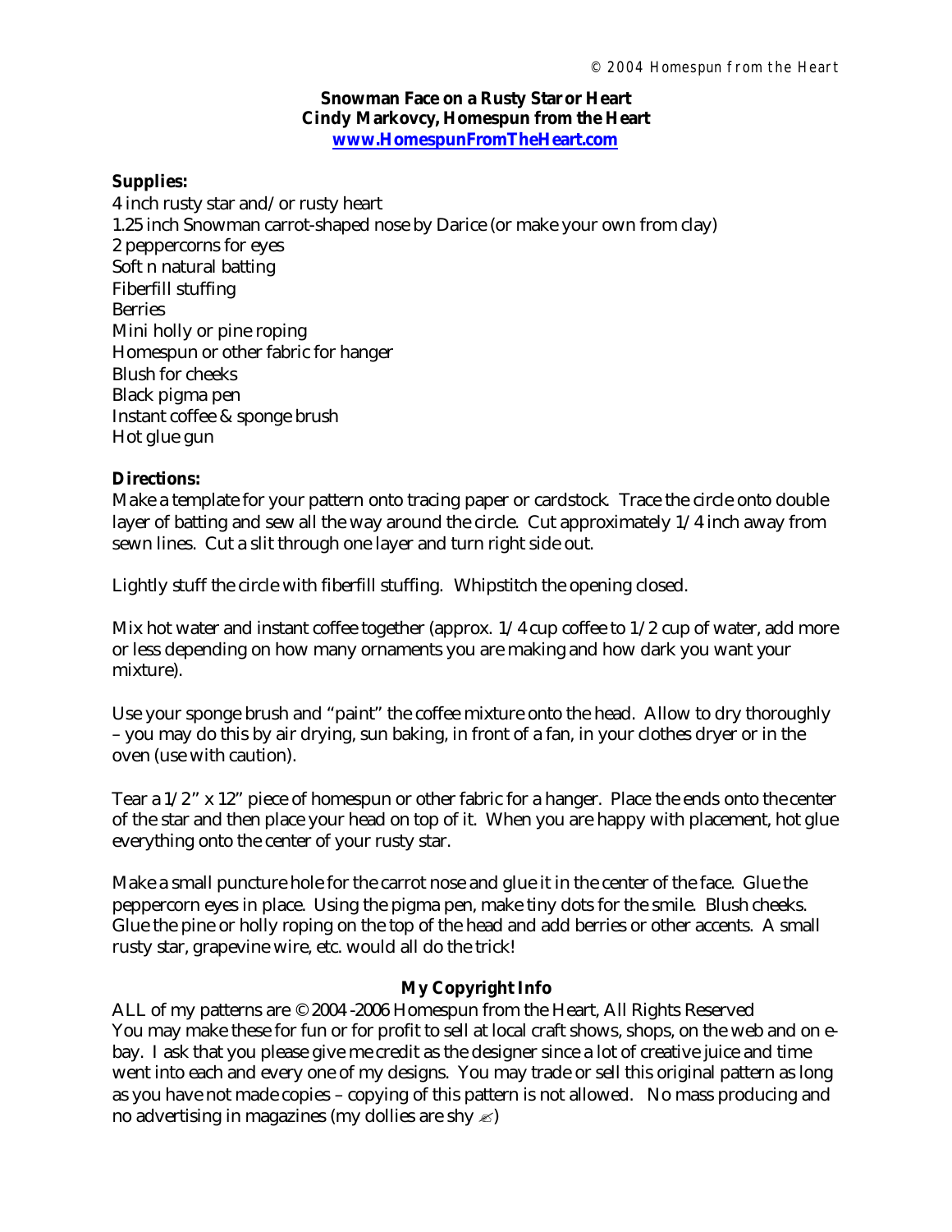# Snowman Face on a Rusty Star or Heart

**Cindy Markovcy, Homespun from the Heart**
**[www.HomespunFromTheHeart.com](http://www.HomespunFromTheHeart.com)**

**Supplies:**

4 inch rusty star and/or rusty heart
1.25 inch Snowman carrot-shaped nose by Darice (or make your own from clay)
2 peppercorns for eyes
Soft n natural batting
Fiberfill stuffing
Berries
Mini holly or pine roping
Homespun or other fabric for hanger
Blush for cheeks
Black pigma pen
Instant coffee & sponge brush
Hot glue gun

**Directions:**

Make a template for your pattern onto tracing paper or cardstock. Trace the circle onto double layer of batting and sew all the way around the circle. Cut approximately 1/4 inch away from sewn lines. Cut a slit through one layer and turn right side out.

Lightly stuff the circle with fiberfill stuffing. Whipstitch the opening closed.

Mix hot water and instant coffee together (approx. 1/4 cup coffee to 1/2 cup of water, add more or less depending on how many ornaments you are making and how dark you want your mixture).

Use your sponge brush and "paint" the coffee mixture onto the head. Allow to dry thoroughly – you may do this by air drying, sun baking, in front of a fan, in your clothes dryer or in the oven (use with caution).

Tear a 1/2" x 12" piece of homespun or other fabric for a hanger. Place the ends onto the center of the star and then place your head on top of it. When you are happy with placement, hot glue everything onto the center of your rusty star.

Make a small puncture hole for the carrot nose and glue it in the center of the face. Glue the peppercorn eyes in place. Using the pigma pen, make tiny dots for the smile. Blush cheeks. Glue the pine or holly roping on the top of the head and add berries or other accents. A small rusty star, grapevine wire, etc. would all do the trick!

**My Copyright Info**

ALL of my patterns are © 2004-2006 Homespun from the Heart, All Rights Reserved
You may make these for fun or for profit to sell at local craft shows, shops, on the web and on e-bay. I ask that you please give me credit as the designer since a lot of creative juice and time went into each and every one of my designs. You may trade or sell this original pattern as long as you have not made copies – copying of this pattern is not allowed. No mass producing and no advertising in magazines (my dollies are shy ✍)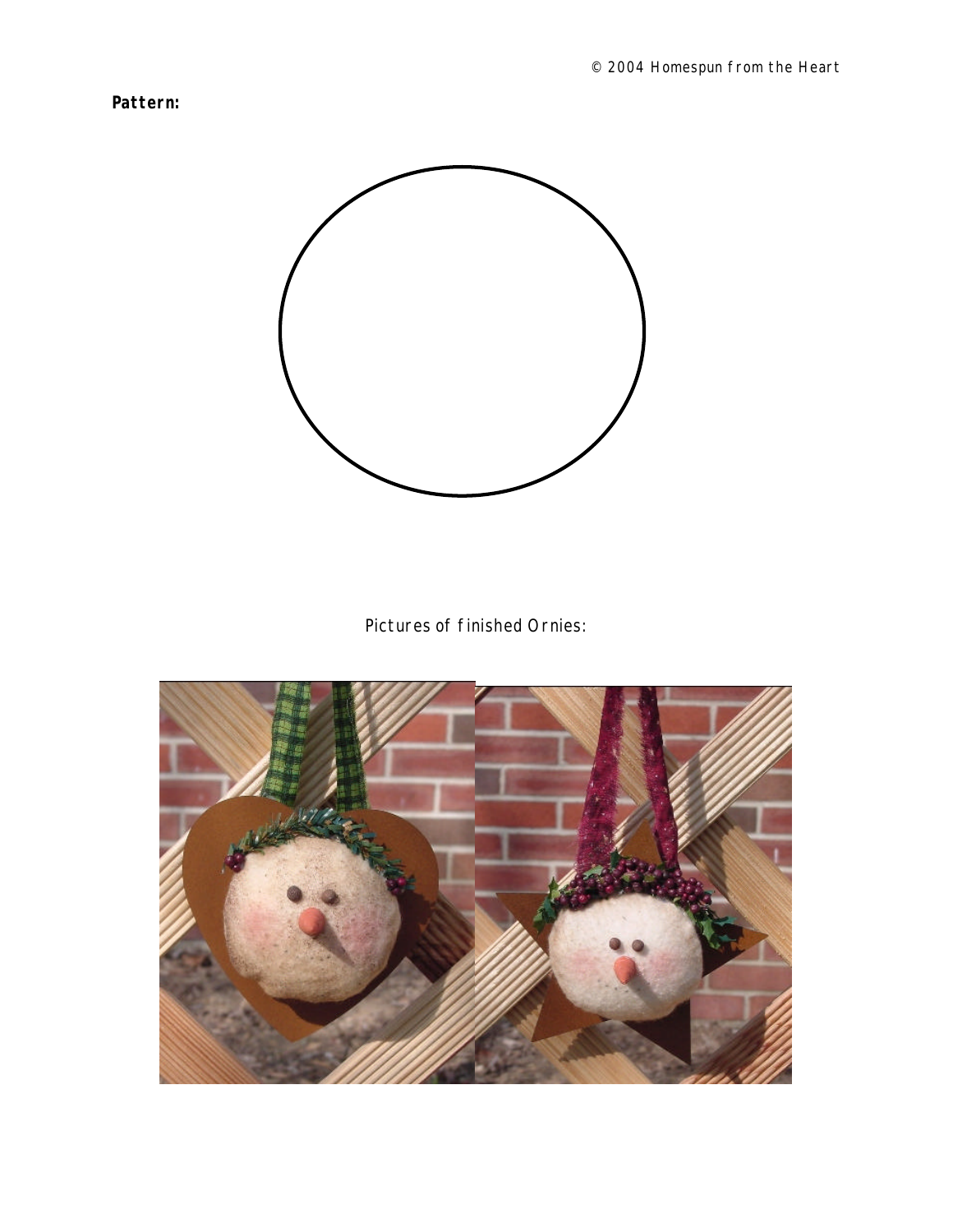© 2004 Homespun from the Heart

**Pattern:**

Pictures of finished Ornies: